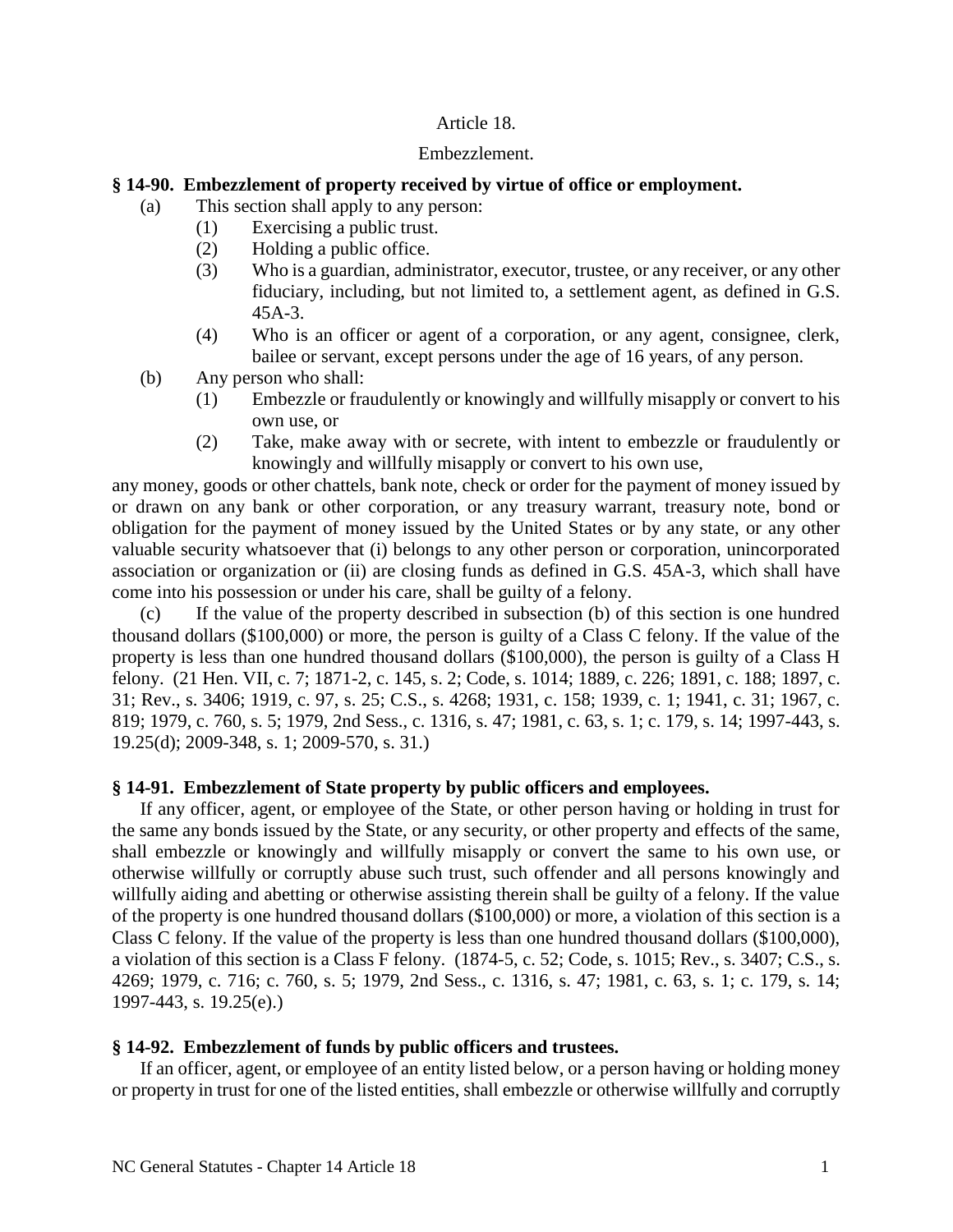Article 18.

Embezzlement.

**§ 14-90. Embezzlement of property received by virtue of office or employment.**

(a) This section shall apply to any person:

(1) Exercising a public trust.

(2) Holding a public office.

(3) Who is a guardian, administrator, executor, trustee, or any receiver, or any other fiduciary, including, but not limited to, a settlement agent, as defined in G.S. 45A-3.

(4) Who is an officer or agent of a corporation, or any agent, consignee, clerk, bailee or servant, except persons under the age of 16 years, of any person.

(b) Any person who shall:

(1) Embezzle or fraudulently or knowingly and willfully misapply or convert to his own use, or

(2) Take, make away with or secrete, with intent to embezzle or fraudulently or knowingly and willfully misapply or convert to his own use,

any money, goods or other chattels, bank note, check or order for the payment of money issued by or drawn on any bank or other corporation, or any treasury warrant, treasury note, bond or obligation for the payment of money issued by the United States or by any state, or any other valuable security whatsoever that (i) belongs to any other person or corporation, unincorporated association or organization or (ii) are closing funds as defined in G.S. 45A-3, which shall have come into his possession or under his care, shall be guilty of a felony.

(c) If the value of the property described in subsection (b) of this section is one hundred thousand dollars ($100,000) or more, the person is guilty of a Class C felony. If the value of the property is less than one hundred thousand dollars ($100,000), the person is guilty of a Class H felony. (21 Hen. VII, c. 7; 1871-2, c. 145, s. 2; Code, s. 1014; 1889, c. 226; 1891, c. 188; 1897, c. 31; Rev., s. 3406; 1919, c. 97, s. 25; C.S., s. 4268; 1931, c. 158; 1939, c. 1; 1941, c. 31; 1967, c. 819; 1979, c. 760, s. 5; 1979, 2nd Sess., c. 1316, s. 47; 1981, c. 63, s. 1; c. 179, s. 14; 1997-443, s. 19.25(d); 2009-348, s. 1; 2009-570, s. 31.)

**§ 14-91. Embezzlement of State property by public officers and employees.**

If any officer, agent, or employee of the State, or other person having or holding in trust for the same any bonds issued by the State, or any security, or other property and effects of the same, shall embezzle or knowingly and willfully misapply or convert the same to his own use, or otherwise willfully or corruptly abuse such trust, such offender and all persons knowingly and willfully aiding and abetting or otherwise assisting therein shall be guilty of a felony. If the value of the property is one hundred thousand dollars ($100,000) or more, a violation of this section is a Class C felony. If the value of the property is less than one hundred thousand dollars ($100,000), a violation of this section is a Class F felony. (1874-5, c. 52; Code, s. 1015; Rev., s. 3407; C.S., s. 4269; 1979, c. 716; c. 760, s. 5; 1979, 2nd Sess., c. 1316, s. 47; 1981, c. 63, s. 1; c. 179, s. 14; 1997-443, s. 19.25(e).)

**§ 14-92. Embezzlement of funds by public officers and trustees.**

If an officer, agent, or employee of an entity listed below, or a person having or holding money or property in trust for one of the listed entities, shall embezzle or otherwise willfully and corruptly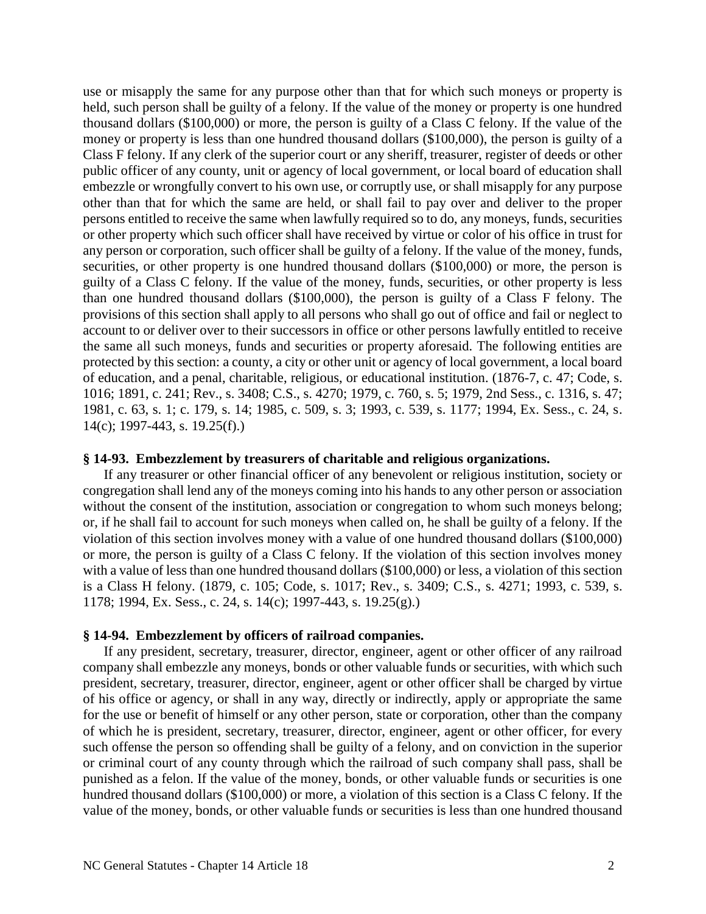use or misapply the same for any purpose other than that for which such moneys or property is held, such person shall be guilty of a felony. If the value of the money or property is one hundred thousand dollars ($100,000) or more, the person is guilty of a Class C felony. If the value of the money or property is less than one hundred thousand dollars ($100,000), the person is guilty of a Class F felony. If any clerk of the superior court or any sheriff, treasurer, register of deeds or other public officer of any county, unit or agency of local government, or local board of education shall embezzle or wrongfully convert to his own use, or corruptly use, or shall misapply for any purpose other than that for which the same are held, or shall fail to pay over and deliver to the proper persons entitled to receive the same when lawfully required so to do, any moneys, funds, securities or other property which such officer shall have received by virtue or color of his office in trust for any person or corporation, such officer shall be guilty of a felony. If the value of the money, funds, securities, or other property is one hundred thousand dollars ($100,000) or more, the person is guilty of a Class C felony. If the value of the money, funds, securities, or other property is less than one hundred thousand dollars ($100,000), the person is guilty of a Class F felony. The provisions of this section shall apply to all persons who shall go out of office and fail or neglect to account to or deliver over to their successors in office or other persons lawfully entitled to receive the same all such moneys, funds and securities or property aforesaid. The following entities are protected by this section: a county, a city or other unit or agency of local government, a local board of education, and a penal, charitable, religious, or educational institution. (1876-7, c. 47; Code, s. 1016; 1891, c. 241; Rev., s. 3408; C.S., s. 4270; 1979, c. 760, s. 5; 1979, 2nd Sess., c. 1316, s. 47; 1981, c. 63, s. 1; c. 179, s. 14; 1985, c. 509, s. 3; 1993, c. 539, s. 1177; 1994, Ex. Sess., c. 24, s. 14(c); 1997-443, s. 19.25(f).)

**§ 14-93. Embezzlement by treasurers of charitable and religious organizations.**

If any treasurer or other financial officer of any benevolent or religious institution, society or congregation shall lend any of the moneys coming into his hands to any other person or association without the consent of the institution, association or congregation to whom such moneys belong; or, if he shall fail to account for such moneys when called on, he shall be guilty of a felony. If the violation of this section involves money with a value of one hundred thousand dollars ($100,000) or more, the person is guilty of a Class C felony. If the violation of this section involves money with a value of less than one hundred thousand dollars ($100,000) or less, a violation of this section is a Class H felony. (1879, c. 105; Code, s. 1017; Rev., s. 3409; C.S., s. 4271; 1993, c. 539, s. 1178; 1994, Ex. Sess., c. 24, s. 14(c); 1997-443, s. 19.25(g).)

**§ 14-94. Embezzlement by officers of railroad companies.**

If any president, secretary, treasurer, director, engineer, agent or other officer of any railroad company shall embezzle any moneys, bonds or other valuable funds or securities, with which such president, secretary, treasurer, director, engineer, agent or other officer shall be charged by virtue of his office or agency, or shall in any way, directly or indirectly, apply or appropriate the same for the use or benefit of himself or any other person, state or corporation, other than the company of which he is president, secretary, treasurer, director, engineer, agent or other officer, for every such offense the person so offending shall be guilty of a felony, and on conviction in the superior or criminal court of any county through which the railroad of such company shall pass, shall be punished as a felon. If the value of the money, bonds, or other valuable funds or securities is one hundred thousand dollars ($100,000) or more, a violation of this section is a Class C felony. If the value of the money, bonds, or other valuable funds or securities is less than one hundred thousand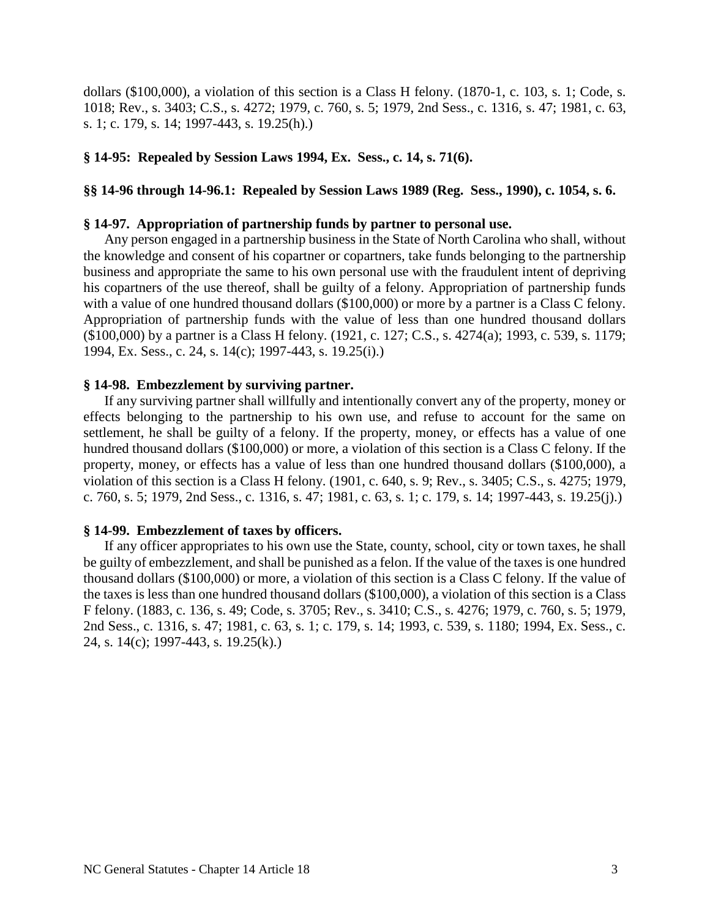dollars ($100,000), a violation of this section is a Class H felony. (1870-1, c. 103, s. 1; Code, s. 1018; Rev., s. 3403; C.S., s. 4272; 1979, c. 760, s. 5; 1979, 2nd Sess., c. 1316, s. 47; 1981, c. 63, s. 1; c. 179, s. 14; 1997-443, s. 19.25(h).)

**§ 14-95: Repealed by Session Laws 1994, Ex. Sess., c. 14, s. 71(6).**

**§§ 14-96 through 14-96.1: Repealed by Session Laws 1989 (Reg. Sess., 1990), c. 1054, s. 6.**

**§ 14-97. Appropriation of partnership funds by partner to personal use.**

Any person engaged in a partnership business in the State of North Carolina who shall, without the knowledge and consent of his copartner or copartners, take funds belonging to the partnership business and appropriate the same to his own personal use with the fraudulent intent of depriving his copartners of the use thereof, shall be guilty of a felony. Appropriation of partnership funds with a value of one hundred thousand dollars ($100,000) or more by a partner is a Class C felony. Appropriation of partnership funds with the value of less than one hundred thousand dollars ($100,000) by a partner is a Class H felony. (1921, c. 127; C.S., s. 4274(a); 1993, c. 539, s. 1179; 1994, Ex. Sess., c. 24, s. 14(c); 1997-443, s. 19.25(i).)

**§ 14-98. Embezzlement by surviving partner.**

If any surviving partner shall willfully and intentionally convert any of the property, money or effects belonging to the partnership to his own use, and refuse to account for the same on settlement, he shall be guilty of a felony. If the property, money, or effects has a value of one hundred thousand dollars ($100,000) or more, a violation of this section is a Class C felony. If the property, money, or effects has a value of less than one hundred thousand dollars ($100,000), a violation of this section is a Class H felony. (1901, c. 640, s. 9; Rev., s. 3405; C.S., s. 4275; 1979, c. 760, s. 5; 1979, 2nd Sess., c. 1316, s. 47; 1981, c. 63, s. 1; c. 179, s. 14; 1997-443, s. 19.25(j).)

**§ 14-99. Embezzlement of taxes by officers.**

If any officer appropriates to his own use the State, county, school, city or town taxes, he shall be guilty of embezzlement, and shall be punished as a felon. If the value of the taxes is one hundred thousand dollars ($100,000) or more, a violation of this section is a Class C felony. If the value of the taxes is less than one hundred thousand dollars ($100,000), a violation of this section is a Class F felony. (1883, c. 136, s. 49; Code, s. 3705; Rev., s. 3410; C.S., s. 4276; 1979, c. 760, s. 5; 1979, 2nd Sess., c. 1316, s. 47; 1981, c. 63, s. 1; c. 179, s. 14; 1993, c. 539, s. 1180; 1994, Ex. Sess., c. 24, s. 14(c); 1997-443, s. 19.25(k).)